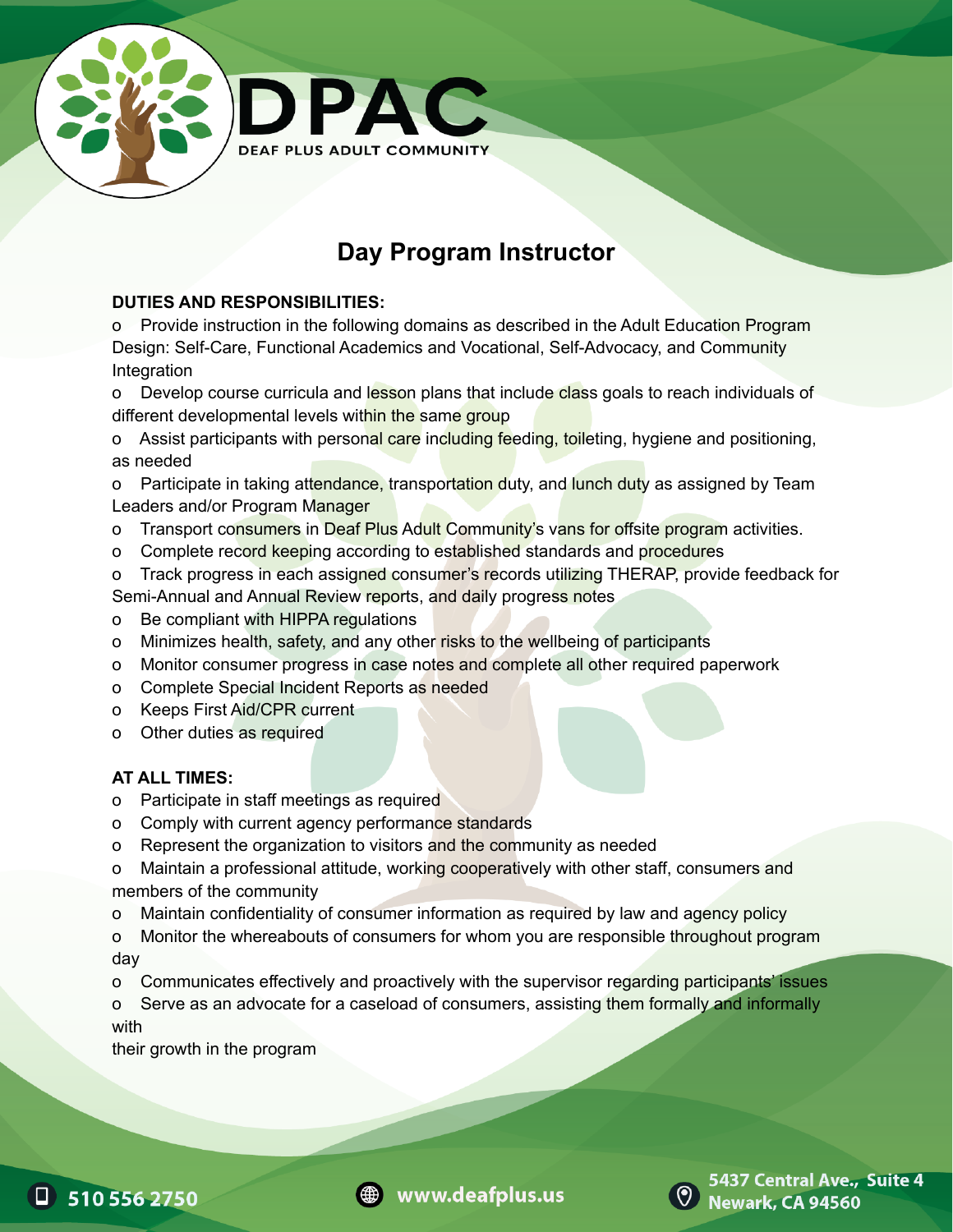DPAC

DEAF PLUS ADULT COMMUNITY

# Day Program Instructor

**DUTIES AND RESPONSIBILITIES:**

- Provide instruction in the following domains as described in the Adult Education Program Design: Self-Care, Functional Academics and Vocational, Self-Advocacy, and Community Integration
- Develop course curricula and lesson plans that include class goals to reach individuals of different developmental levels within the same group
- Assist participants with personal care including feeding, toileting, hygiene and positioning, as needed
- Participate in taking attendance, transportation duty, and lunch duty as assigned by Team Leaders and/or Program Manager
- Transport consumers in Deaf Plus Adult Community's vans for offsite program activities.
- Complete record keeping according to established standards and procedures
- Track progress in each assigned consumer's records utilizing THERAP, provide feedback for Semi-Annual and Annual Review reports, and daily progress notes
- Be compliant with HIPPA regulations
- Minimizes health, safety, and any other risks to the wellbeing of participants
- Monitor consumer progress in case notes and complete all other required paperwork
- Complete Special Incident Reports as needed
- Keeps First Aid/CPR current
- Other duties as required

**AT ALL TIMES:**

- Participate in staff meetings as required
- Comply with current agency performance standards
- Represent the organization to visitors and the community as needed
- Maintain a professional attitude, working cooperatively with other staff, consumers and members of the community
- Maintain confidentiality of consumer information as required by law and agency policy
- Monitor the whereabouts of consumers for whom you are responsible throughout program day
- Communicates effectively and proactively with the supervisor regarding participants' issues
- Serve as an advocate for a caseload of consumers, assisting them formally and informally with their growth in the program

510 556 2750 | www.deafplus.us | 5437 Central Ave., Suite 4 Newark, CA 94560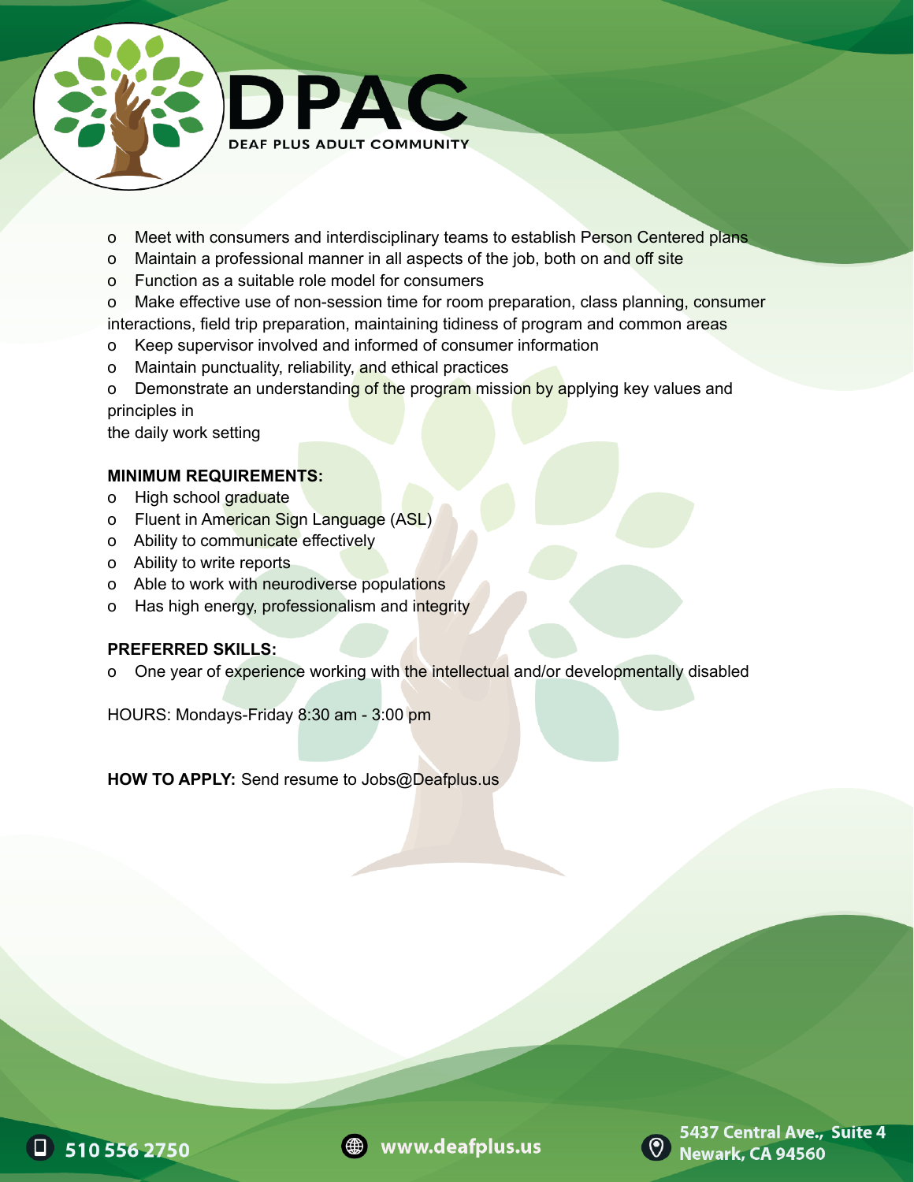# DPAC

DEAF PLUS ADULT COMMUNITY

- Meet with consumers and interdisciplinary teams to establish Person Centered plans
- Maintain a professional manner in all aspects of the job, both on and off site
- Function as a suitable role model for consumers
- Make effective use of non-session time for room preparation, class planning, consumer interactions, field trip preparation, maintaining tidiness of program and common areas
- Keep supervisor involved and informed of consumer information
- Maintain punctuality, reliability, and ethical practices
- Demonstrate an understanding of the program mission by applying key values and principles in the daily work setting

**MINIMUM REQUIREMENTS:**

- High school graduate
- Fluent in American Sign Language (ASL)
- Ability to communicate effectively
- Ability to write reports
- Able to work with neurodiverse populations
- Has high energy, professionalism and integrity

**PREFERRED SKILLS:**

- One year of experience working with the intellectual and/or developmentally disabled

HOURS: Mondays-Friday 8:30 am - 3:00 pm

**HOW TO APPLY:** Send resume to Jobs@Deafplus.us

510 556 2750 | www.deafplus.us | 5437 Central Ave., Suite 4 Newark, CA 94560